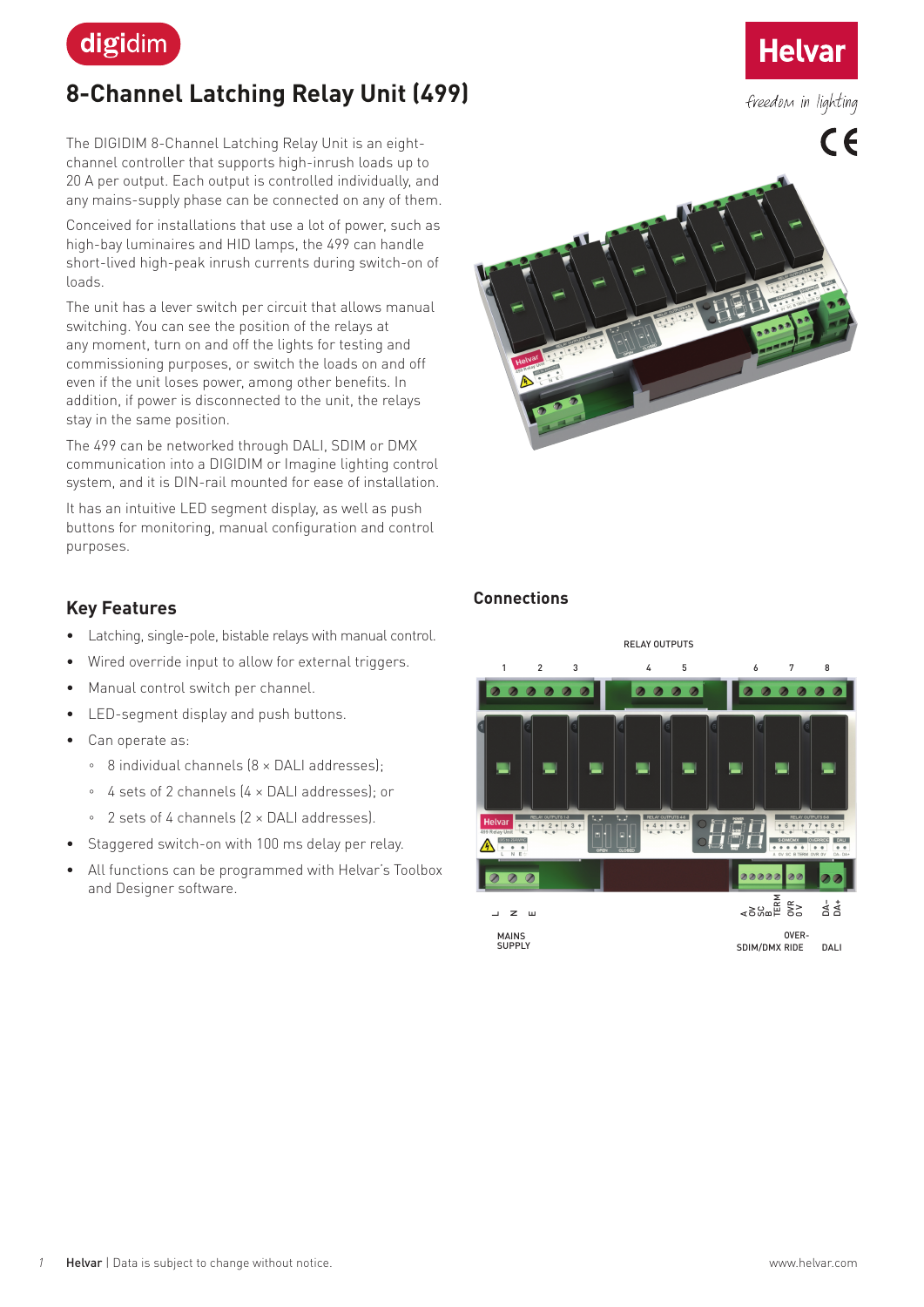digidim

# 8-Channel Latching Relay Unit (499)

The DIGIDIM 8-Channel Latching Relay Unit is an eight-channel controller that supports high-inrush loads up to 20 A per output. Each output is controlled individually, and any mains-supply phase can be connected on any of them.

Conceived for installations that use a lot of power, such as high-bay luminaires and HID lamps, the 499 can handle short-lived high-peak inrush currents during switch-on of loads.

The unit has a lever switch per circuit that allows manual switching. You can see the position of the relays at any moment, turn on and off the lights for testing and commissioning purposes, or switch the loads on and off even if the unit loses power, among other benefits. In addition, if power is disconnected to the unit, the relays stay in the same position.

The 499 can be networked through DALI, SDIM or DMX communication into a DIGIDIM or Imagine lighting control system, and it is DIN-rail mounted for ease of installation.

It has an intuitive LED segment display, as well as push buttons for monitoring, manual configuration and control purposes.

## Key Features

- Latching, single-pole, bistable relays with manual control.
- Wired override input to allow for external triggers.
- Manual control switch per channel.
- LED-segment display and push buttons.
- Can operate as:
  - 8 individual channels (8 × DALI addresses);
  - 4 sets of 2 channels (4 × DALI addresses); or
  - 2 sets of 4 channels (2 × DALI addresses).
- Staggered switch-on with 100 ms delay per relay.
- All functions can be programmed with Helvar's Toolbox and Designer software.

## Connections

RELAY OUTPUTS

1 2 3 4 5 6 7 8

L N E — MAINS SUPPLY

A 0V SC B TERM — SDIM/DMX

OVR 0V — OVERRIDE

DA- DA+ — DALI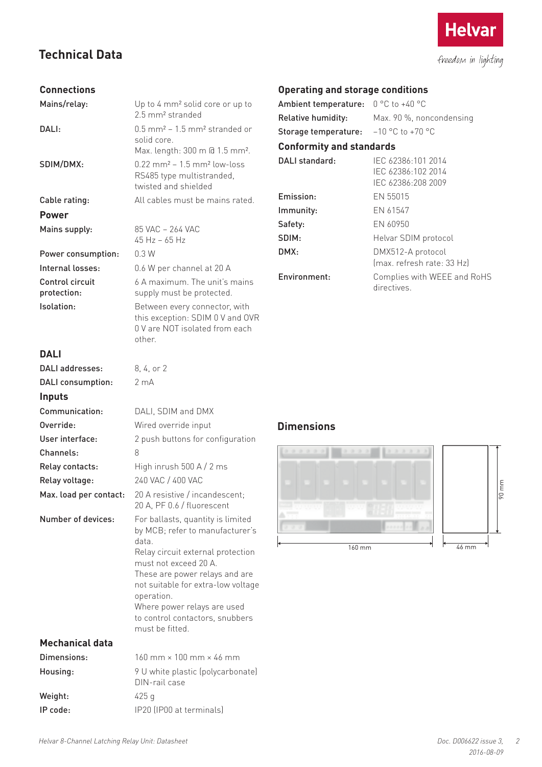# Technical Data

## Connections

| | |
|---|---|
| Mains/relay: | Up to 4 mm² solid core or up to 2.5 mm² stranded |
| DALI: | 0.5 mm² – 1.5 mm² stranded or solid core. Max. length: 300 m @ 1.5 mm². |
| SDIM/DMX: | 0.22 mm² – 1.5 mm² low-loss RS485 type multistranded, twisted and shielded |
| Cable rating: | All cables must be mains rated. |

## Power

| | |
|---|---|
| Mains supply: | 85 VAC – 264 VAC 45 Hz – 65 Hz |
| Power consumption: | 0.3 W |
| Internal losses: | 0.6 W per channel at 20 A |
| Control circuit protection: | 6 A maximum. The unit's mains supply must be protected. |
| Isolation: | Between every connector, with this exception: SDIM 0 V and OVR 0 V are NOT isolated from each other. |

## DALI

| | |
|---|---|
| DALI addresses: | 8, 4, or 2 |
| DALI consumption: | 2 mA |

## Inputs

| | |
|---|---|
| Communication: | DALI, SDIM and DMX |
| Override: | Wired override input |
| User interface: | 2 push buttons for configuration |
| Channels: | 8 |
| Relay contacts: | High inrush 500 A / 2 ms |
| Relay voltage: | 240 VAC / 400 VAC |
| Max. load per contact: | 20 A resistive / incandescent; 20 A, PF 0.6 / fluorescent |
| Number of devices: | For ballasts, quantity is limited by MCB; refer to manufacturer's data. Relay circuit external protection must not exceed 20 A. These are power relays and are not suitable for extra-low voltage operation. Where power relays are used to control contactors, snubbers must be fitted. |

## Mechanical data

| | |
|---|---|
| Dimensions: | 160 mm × 100 mm × 46 mm |
| Housing: | 9 U white plastic (polycarbonate) DIN-rail case |
| Weight: | 425 g |
| IP code: | IP20 (IP00 at terminals) |

## Operating and storage conditions

| | |
|---|---|
| Ambient temperature: | 0 °C to +40 °C |
| Relative humidity: | Max. 90 %, noncondensing |
| Storage temperature: | −10 °C to +70 °C |

## Conformity and standards

| | |
|---|---|
| DALI standard: | IEC 62386:101 2014 IEC 62386:102 2014 IEC 62386:208 2009 |
| Emission: | EN 55015 |
| Immunity: | EN 61547 |
| Safety: | EN 60950 |
| SDIM: | Helvar SDIM protocol |
| DMX: | DMX512-A protocol (max. refresh rate: 33 Hz) |
| Environment: | Complies with WEEE and RoHS directives. |

## Dimensions

160 mm

46 mm

90 mm